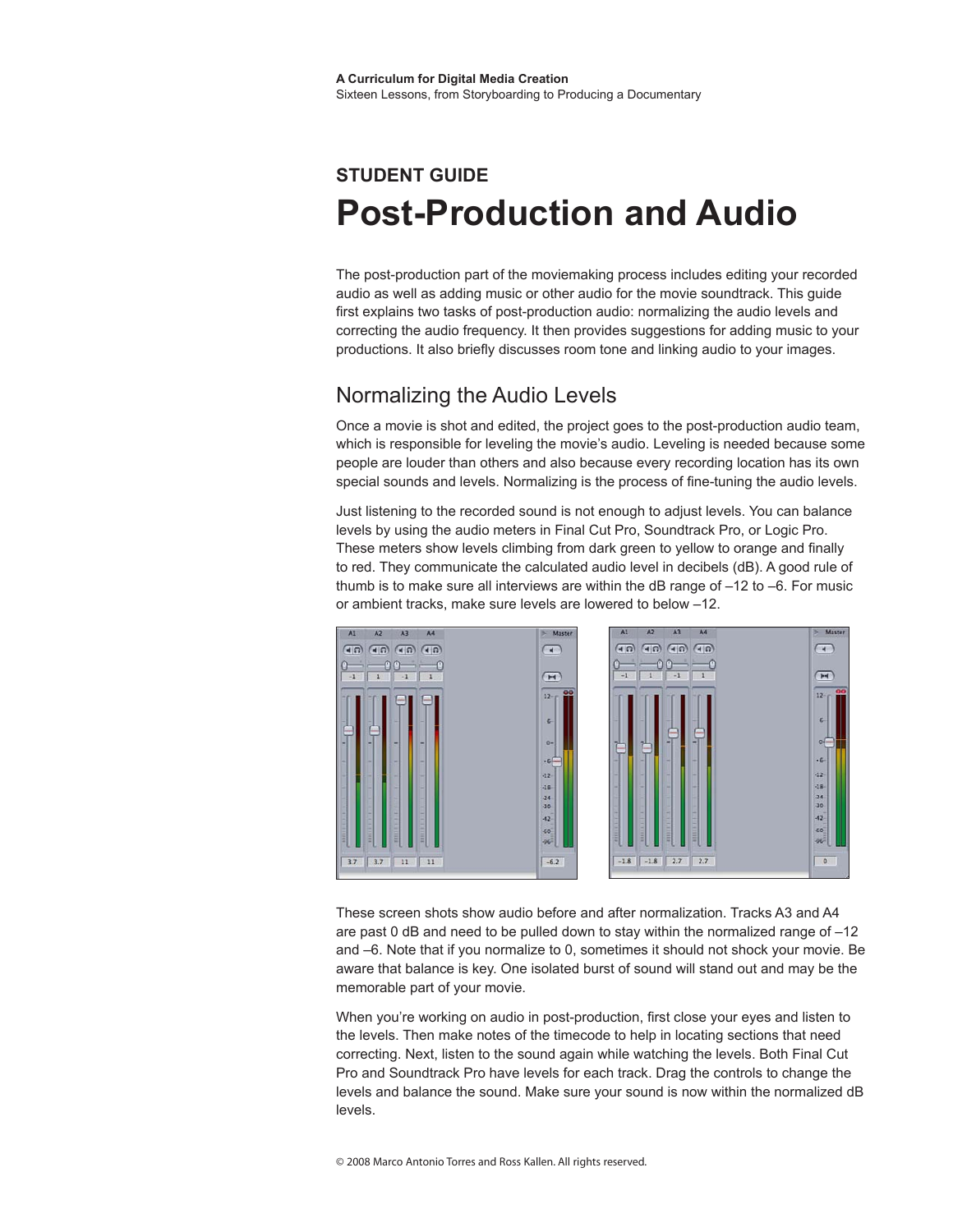A Curriculum for Digital Media Creation
Sixteen Lessons, from Storyboarding to Producing a Documentary

**STUDENT GUIDE**

# Post-Production and Audio

The post-production part of the moviemaking process includes editing your recorded audio as well as adding music or other audio for the movie soundtrack. This guide first explains two tasks of post-production audio: normalizing the audio levels and correcting the audio frequency. It then provides suggestions for adding music to your productions. It also briefly discusses room tone and linking audio to your images.

## Normalizing the Audio Levels

Once a movie is shot and edited, the project goes to the post-production audio team, which is responsible for leveling the movie's audio. Leveling is needed because some people are louder than others and also because every recording location has its own special sounds and levels. Normalizing is the process of fine-tuning the audio levels.

Just listening to the recorded sound is not enough to adjust levels. You can balance levels by using the audio meters in Final Cut Pro, Soundtrack Pro, or Logic Pro. These meters show levels climbing from dark green to yellow to orange and finally to red. They communicate the calculated audio level in decibels (dB). A good rule of thumb is to make sure all interviews are within the dB range of –12 to –6. For music or ambient tracks, make sure levels are lowered to below –12.

These screen shots show audio before and after normalization. Tracks A3 and A4 are past 0 dB and need to be pulled down to stay within the normalized range of –12 and –6. Note that if you normalize to 0, sometimes it should not shock your movie. Be aware that balance is key. One isolated burst of sound will stand out and may be the memorable part of your movie.

When you're working on audio in post-production, first close your eyes and listen to the levels. Then make notes of the timecode to help in locating sections that need correcting. Next, listen to the sound again while watching the levels. Both Final Cut Pro and Soundtrack Pro have levels for each track. Drag the controls to change the levels and balance the sound. Make sure your sound is now within the normalized dB levels.

© 2008 Marco Antonio Torres and Ross Kallen. All rights reserved.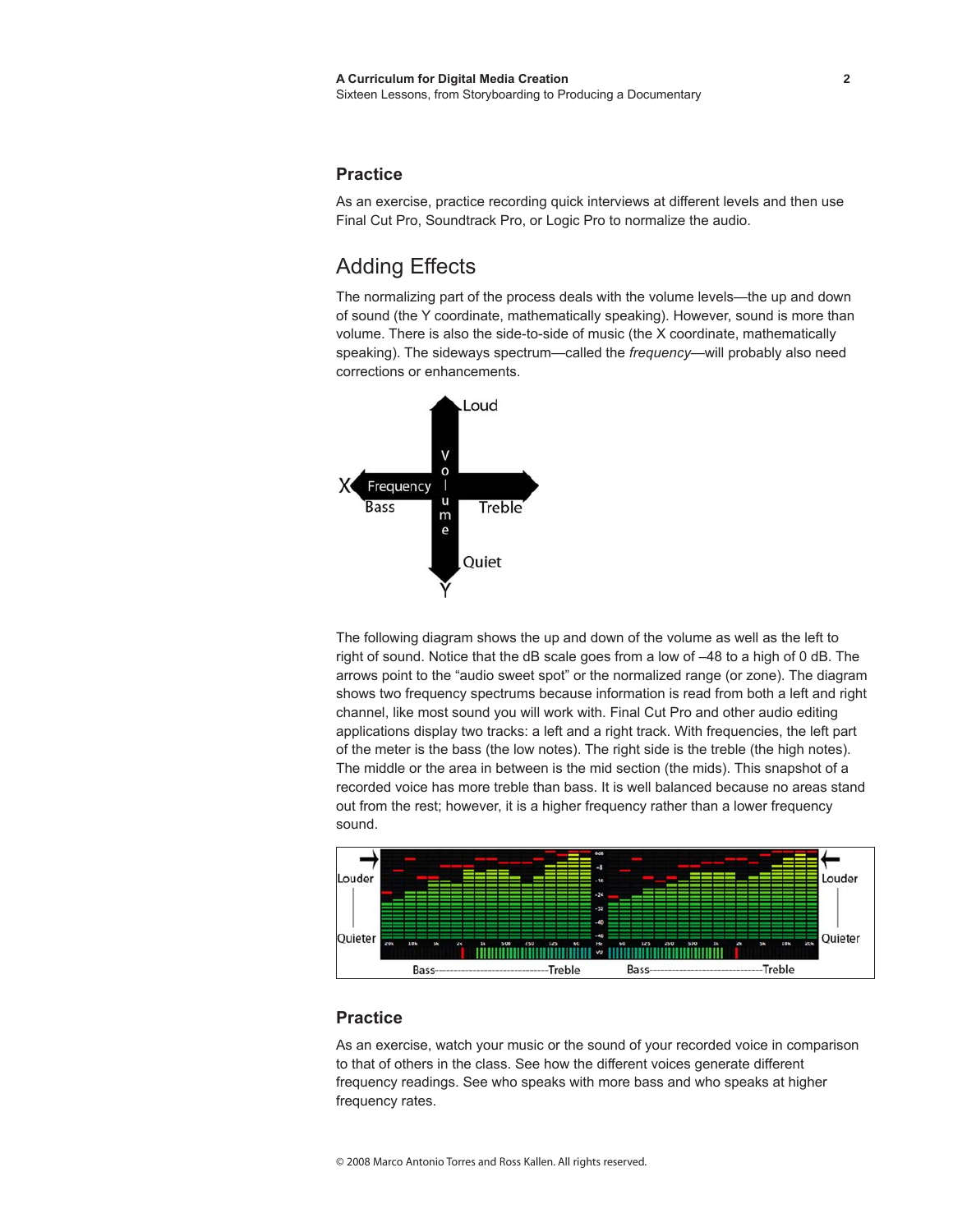### Practice

As an exercise, practice recording quick interviews at different levels and then use Final Cut Pro, Soundtrack Pro, or Logic Pro to normalize the audio.

## Adding Effects

The normalizing part of the process deals with the volume levels—the up and down of sound (the Y coordinate, mathematically speaking). However, sound is more than volume. There is also the side-to-side of music (the X coordinate, mathematically speaking). The sideways spectrum—called the *frequency*—will probably also need corrections or enhancements.

The following diagram shows the up and down of the volume as well as the left to right of sound. Notice that the dB scale goes from a low of –48 to a high of 0 dB. The arrows point to the “audio sweet spot” or the normalized range (or zone). The diagram shows two frequency spectrums because information is read from both a left and right channel, like most sound you will work with. Final Cut Pro and other audio editing applications display two tracks: a left and a right track. With frequencies, the left part of the meter is the bass (the low notes). The right side is the treble (the high notes). The middle or the area in between is the mid section (the mids). This snapshot of a recorded voice has more treble than bass. It is well balanced because no areas stand out from the rest; however, it is a higher frequency rather than a lower frequency sound.

### Practice

As an exercise, watch your music or the sound of your recorded voice in comparison to that of others in the class. See how the different voices generate different frequency readings. See who speaks with more bass and who speaks at higher frequency rates.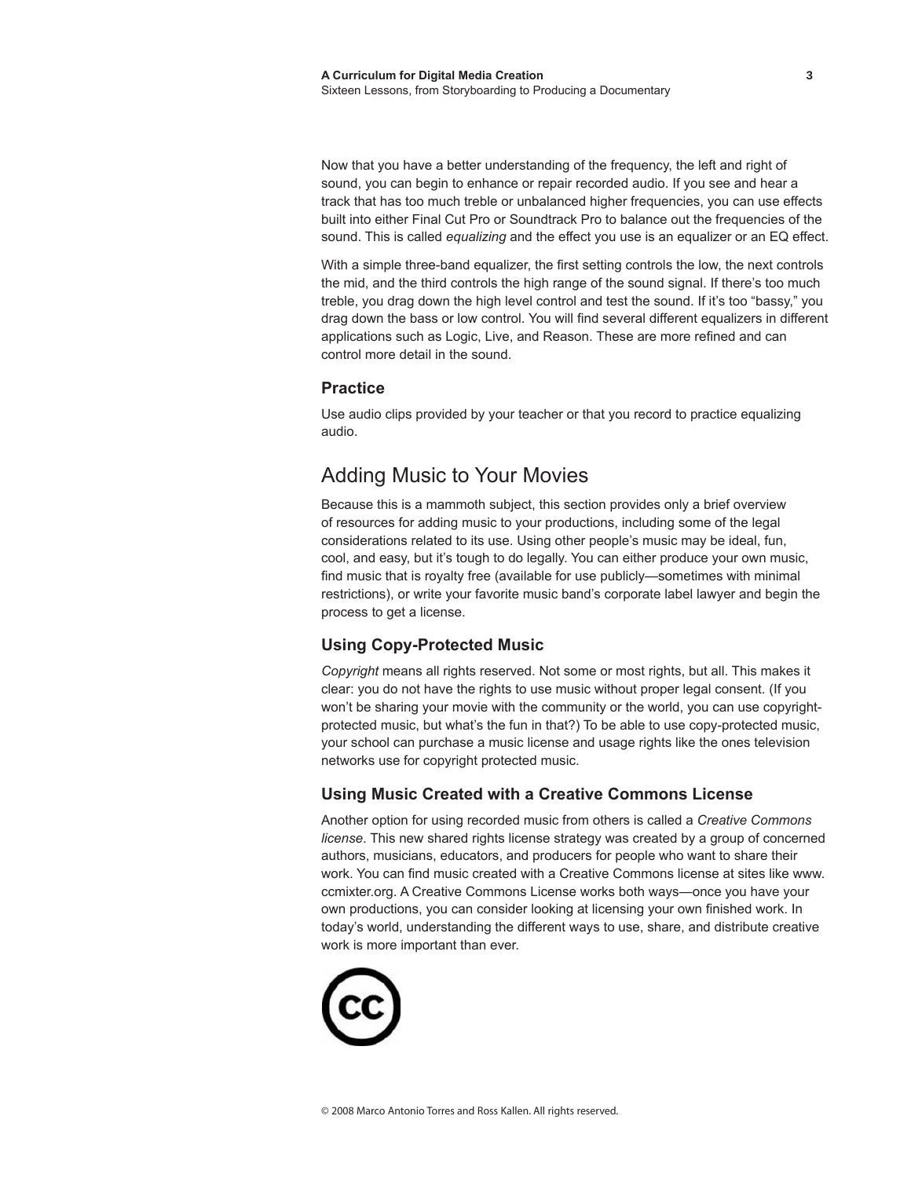Now that you have a better understanding of the frequency, the left and right of sound, you can begin to enhance or repair recorded audio. If you see and hear a track that has too much treble or unbalanced higher frequencies, you can use effects built into either Final Cut Pro or Soundtrack Pro to balance out the frequencies of the sound. This is called *equalizing* and the effect you use is an equalizer or an EQ effect.

With a simple three-band equalizer, the first setting controls the low, the next controls the mid, and the third controls the high range of the sound signal. If there's too much treble, you drag down the high level control and test the sound. If it's too "bassy," you drag down the bass or low control. You will find several different equalizers in different applications such as Logic, Live, and Reason. These are more refined and can control more detail in the sound.

### Practice

Use audio clips provided by your teacher or that you record to practice equalizing audio.

## Adding Music to Your Movies

Because this is a mammoth subject, this section provides only a brief overview of resources for adding music to your productions, including some of the legal considerations related to its use. Using other people's music may be ideal, fun, cool, and easy, but it's tough to do legally. You can either produce your own music, find music that is royalty free (available for use publicly—sometimes with minimal restrictions), or write your favorite music band's corporate label lawyer and begin the process to get a license.

### Using Copy-Protected Music

*Copyright* means all rights reserved. Not some or most rights, but all. This makes it clear: you do not have the rights to use music without proper legal consent. (If you won't be sharing your movie with the community or the world, you can use copyright-protected music, but what's the fun in that?) To be able to use copy-protected music, your school can purchase a music license and usage rights like the ones television networks use for copyright protected music.

### Using Music Created with a Creative Commons License

Another option for using recorded music from others is called a *Creative Commons license*. This new shared rights license strategy was created by a group of concerned authors, musicians, educators, and producers for people who want to share their work. You can find music created with a Creative Commons license at sites like www.ccmixter.org. A Creative Commons License works both ways—once you have your own productions, you can consider looking at licensing your own finished work. In today's world, understanding the different ways to use, share, and distribute creative work is more important than ever.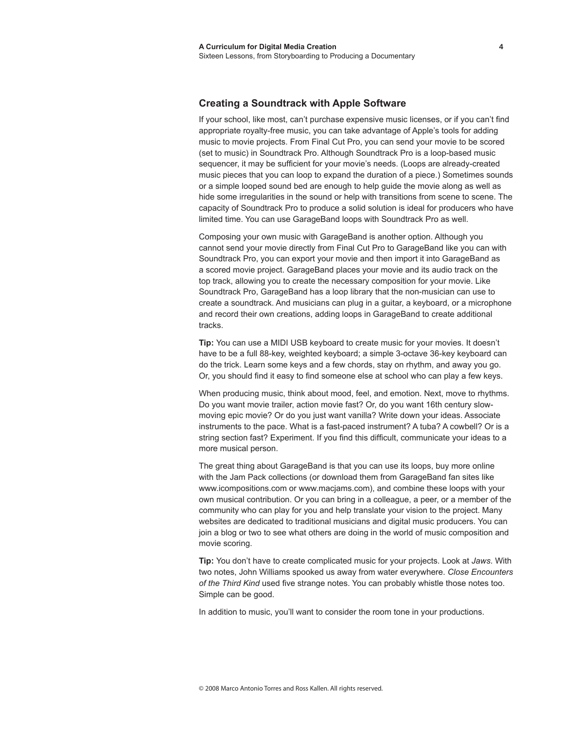## Creating a Soundtrack with Apple Software

If your school, like most, can't purchase expensive music licenses, or if you can't find appropriate royalty-free music, you can take advantage of Apple's tools for adding music to movie projects. From Final Cut Pro, you can send your movie to be scored (set to music) in Soundtrack Pro. Although Soundtrack Pro is a loop-based music sequencer, it may be sufficient for your movie's needs. (Loops are already-created music pieces that you can loop to expand the duration of a piece.) Sometimes sounds or a simple looped sound bed are enough to help guide the movie along as well as hide some irregularities in the sound or help with transitions from scene to scene. The capacity of Soundtrack Pro to produce a solid solution is ideal for producers who have limited time. You can use GarageBand loops with Soundtrack Pro as well.

Composing your own music with GarageBand is another option. Although you cannot send your movie directly from Final Cut Pro to GarageBand like you can with Soundtrack Pro, you can export your movie and then import it into GarageBand as a scored movie project. GarageBand places your movie and its audio track on the top track, allowing you to create the necessary composition for your movie. Like Soundtrack Pro, GarageBand has a loop library that the non-musician can use to create a soundtrack. And musicians can plug in a guitar, a keyboard, or a microphone and record their own creations, adding loops in GarageBand to create additional tracks.

**Tip:** You can use a MIDI USB keyboard to create music for your movies. It doesn't have to be a full 88-key, weighted keyboard; a simple 3-octave 36-key keyboard can do the trick. Learn some keys and a few chords, stay on rhythm, and away you go. Or, you should find it easy to find someone else at school who can play a few keys.

When producing music, think about mood, feel, and emotion. Next, move to rhythms. Do you want movie trailer, action movie fast? Or, do you want 16th century slow-moving epic movie? Or do you just want vanilla? Write down your ideas. Associate instruments to the pace. What is a fast-paced instrument? A tuba? A cowbell? Or is a string section fast? Experiment. If you find this difficult, communicate your ideas to a more musical person.

The great thing about GarageBand is that you can use its loops, buy more online with the Jam Pack collections (or download them from GarageBand fan sites like www.icompositions.com or www.macjams.com), and combine these loops with your own musical contribution. Or you can bring in a colleague, a peer, or a member of the community who can play for you and help translate your vision to the project. Many websites are dedicated to traditional musicians and digital music producers. You can join a blog or two to see what others are doing in the world of music composition and movie scoring.

**Tip:** You don't have to create complicated music for your projects. Look at *Jaws*. With two notes, John Williams spooked us away from water everywhere. *Close Encounters of the Third Kind* used five strange notes. You can probably whistle those notes too. Simple can be good.

In addition to music, you'll want to consider the room tone in your productions.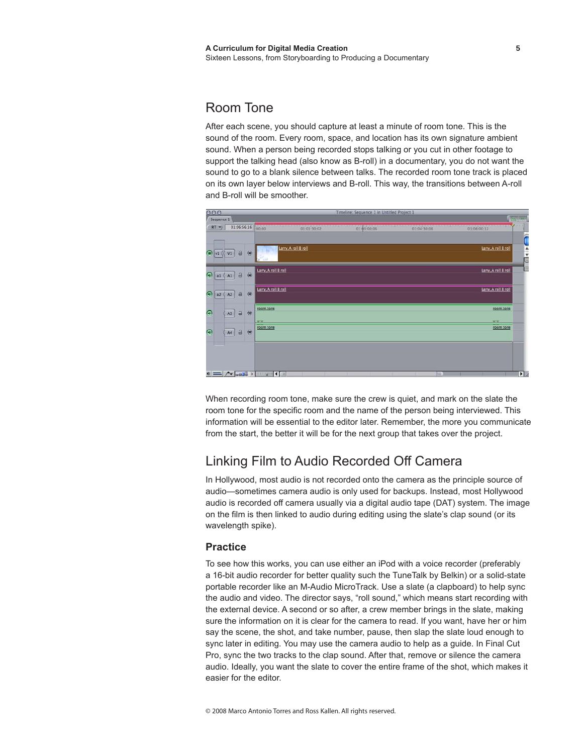## Room Tone

After each scene, you should capture at least a minute of room tone. This is the sound of the room. Every room, space, and location has its own signature ambient sound. When a person being recorded stops talking or you cut in other footage to support the talking head (also know as B-roll) in a documentary, you do not want the sound to go to a blank silence between talks. The recorded room tone track is placed on its own layer below interviews and B-roll. This way, the transitions between A-roll and B-roll will be smoother.

When recording room tone, make sure the crew is quiet, and mark on the slate the room tone for the specific room and the name of the person being interviewed. This information will be essential to the editor later. Remember, the more you communicate from the start, the better it will be for the next group that takes over the project.

## Linking Film to Audio Recorded Off Camera

In Hollywood, most audio is not recorded onto the camera as the principle source of audio—sometimes camera audio is only used for backups. Instead, most Hollywood audio is recorded off camera usually via a digital audio tape (DAT) system. The image on the film is then linked to audio during editing using the slate's clap sound (or its wavelength spike).

### Practice

To see how this works, you can use either an iPod with a voice recorder (preferably a 16-bit audio recorder for better quality such the TuneTalk by Belkin) or a solid-state portable recorder like an M-Audio MicroTrack. Use a slate (a clapboard) to help sync the audio and video. The director says, "roll sound," which means start recording with the external device. A second or so after, a crew member brings in the slate, making sure the information on it is clear for the camera to read. If you want, have her or him say the scene, the shot, and take number, pause, then slap the slate loud enough to sync later in editing. You may use the camera audio to help as a guide. In Final Cut Pro, sync the two tracks to the clap sound. After that, remove or silence the camera audio. Ideally, you want the slate to cover the entire frame of the shot, which makes it easier for the editor.

© 2008 Marco Antonio Torres and Ross Kallen. All rights reserved.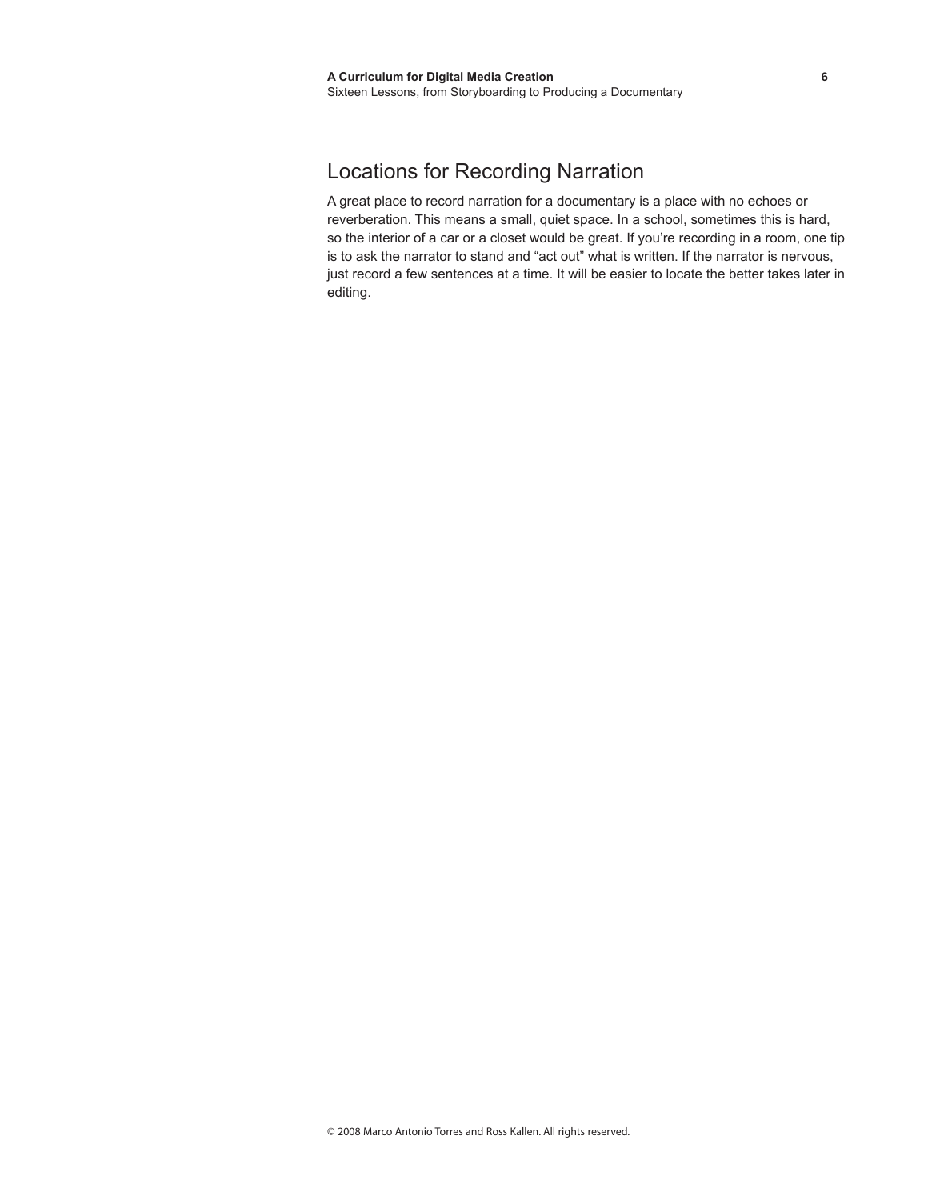## Locations for Recording Narration

A great place to record narration for a documentary is a place with no echoes or reverberation. This means a small, quiet space. In a school, sometimes this is hard, so the interior of a car or a closet would be great. If you're recording in a room, one tip is to ask the narrator to stand and "act out" what is written. If the narrator is nervous, just record a few sentences at a time. It will be easier to locate the better takes later in editing.